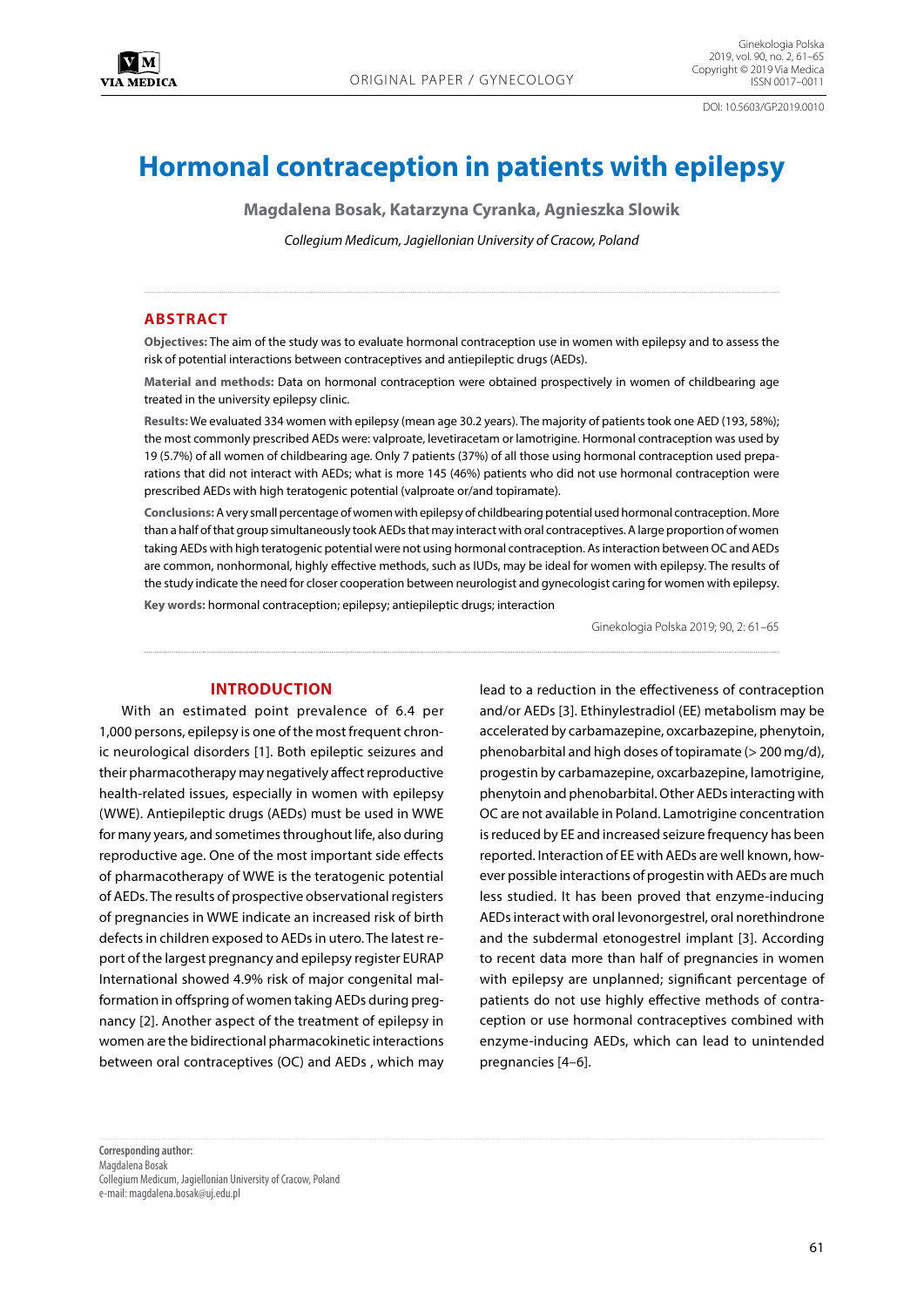ORIGINAL PAPER / GYNECOLOGY

DOI: 10.5603/GP.2019.0010

# Hormonal contraception in patients with epilepsy

**Magdalena Bosak, Katarzyna Cyranka, Agnieszka Slowik**

*Collegium Medicum, Jagiellonian University of Cracow, Poland*

## ABSTRACT

**Objectives:** The aim of the study was to evaluate hormonal contraception use in women with epilepsy and to assess the risk of potential interactions between contraceptives and antiepileptic drugs (AEDs).

**Material and methods:** Data on hormonal contraception were obtained prospectively in women of childbearing age treated in the university epilepsy clinic.

**Results:** We evaluated 334 women with epilepsy (mean age 30.2 years). The majority of patients took one AED (193, 58%); the most commonly prescribed AEDs were: valproate, levetiracetam or lamotrigine. Hormonal contraception was used by 19 (5.7%) of all women of childbearing age. Only 7 patients (37%) of all those using hormonal contraception used preparations that did not interact with AEDs; what is more 145 (46%) patients who did not use hormonal contraception were prescribed AEDs with high teratogenic potential (valproate or/and topiramate).

**Conclusions:** A very small percentage of women with epilepsy of childbearing potential used hormonal contraception. More than a half of that group simultaneously took AEDs that may interact with oral contraceptives. A large proportion of women taking AEDs with high teratogenic potential were not using hormonal contraception. As interaction between OC and AEDs are common, nonhormonal, highly effective methods, such as IUDs, may be ideal for women with epilepsy. The results of the study indicate the need for closer cooperation between neurologist and gynecologist caring for women with epilepsy.

**Key words:** hormonal contraception; epilepsy; antiepileptic drugs; interaction

Ginekologia Polska 2019; 90, 2: 61–65

## INTRODUCTION

With an estimated point prevalence of 6.4 per 1,000 persons, epilepsy is one of the most frequent chronic neurological disorders [1]. Both epileptic seizures and their pharmacotherapy may negatively affect reproductive health-related issues, especially in women with epilepsy (WWE). Antiepileptic drugs (AEDs) must be used in WWE for many years, and sometimes throughout life, also during reproductive age. One of the most important side effects of pharmacotherapy of WWE is the teratogenic potential of AEDs. The results of prospective observational registers of pregnancies in WWE indicate an increased risk of birth defects in children exposed to AEDs in utero. The latest report of the largest pregnancy and epilepsy register EURAP International showed 4.9% risk of major congenital malformation in offspring of women taking AEDs during pregnancy [2]. Another aspect of the treatment of epilepsy in women are the bidirectional pharmacokinetic interactions between oral contraceptives (OC) and AEDs , which may lead to a reduction in the effectiveness of contraception and/or AEDs [3]. Ethinylestradiol (EE) metabolism may be accelerated by carbamazepine, oxcarbazepine, phenytoin, phenobarbital and high doses of topiramate (> 200 mg/d), progestin by carbamazepine, oxcarbazepine, lamotrigine, phenytoin and phenobarbital. Other AEDs interacting with OC are not available in Poland. Lamotrigine concentration is reduced by EE and increased seizure frequency has been reported. Interaction of EE with AEDs are well known, however possible interactions of progestin with AEDs are much less studied. It has been proved that enzyme-inducing AEDs interact with oral levonorgestrel, oral norethindrone and the subdermal etonogestrel implant [3]. According to recent data more than half of pregnancies in women with epilepsy are unplanned; significant percentage of patients do not use highly effective methods of contraception or use hormonal contraceptives combined with enzyme-inducing AEDs, which can lead to unintended pregnancies [4–6].

**Corresponding author:**
Magdalena Bosak
Collegium Medicum, Jagiellonian University of Cracow, Poland
e-mail: magdalena.bosak@uj.edu.pl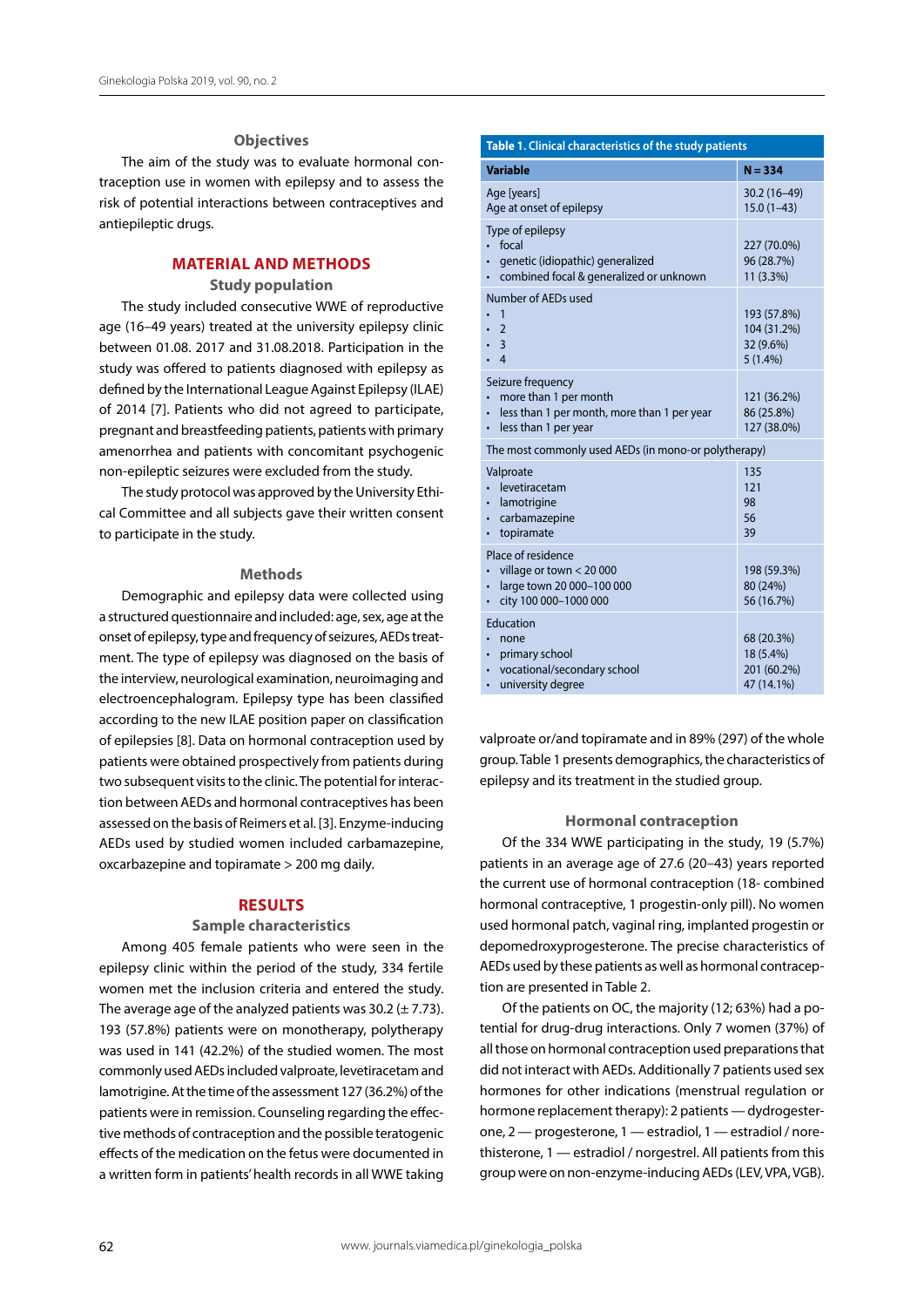## Objectives

The aim of the study was to evaluate hormonal contraception use in women with epilepsy and to assess the risk of potential interactions between contraceptives and antiepileptic drugs.

# MATERIAL AND METHODS

## Study population

The study included consecutive WWE of reproductive age (16–49 years) treated at the university epilepsy clinic between 01.08. 2017 and 31.08.2018. Participation in the study was offered to patients diagnosed with epilepsy as defined by the International League Against Epilepsy (ILAE) of 2014 [7]. Patients who did not agreed to participate, pregnant and breastfeeding patients, patients with primary amenorrhea and patients with concomitant psychogenic non-epileptic seizures were excluded from the study.

The study protocol was approved by the University Ethical Committee and all subjects gave their written consent to participate in the study.

## Methods

Demographic and epilepsy data were collected using a structured questionnaire and included: age, sex, age at the onset of epilepsy, type and frequency of seizures, AEDs treatment. The type of epilepsy was diagnosed on the basis of the interview, neurological examination, neuroimaging and electroencephalogram. Epilepsy type has been classified according to the new ILAE position paper on classification of epilepsies [8]. Data on hormonal contraception used by patients were obtained prospectively from patients during two subsequent visits to the clinic. The potential for interaction between AEDs and hormonal contraceptives has been assessed on the basis of Reimers et al. [3]. Enzyme-inducing AEDs used by studied women included carbamazepine, oxcarbazepine and topiramate > 200 mg daily.

# RESULTS

## Sample characteristics

Among 405 female patients who were seen in the epilepsy clinic within the period of the study, 334 fertile women met the inclusion criteria and entered the study. The average age of the analyzed patients was 30.2 (± 7.73). 193 (57.8%) patients were on monotherapy, polytherapy was used in 141 (42.2%) of the studied women. The most commonly used AEDs included valproate, levetiracetam and lamotrigine. At the time of the assessment 127 (36.2%) of the patients were in remission. Counseling regarding the effective methods of contraception and the possible teratogenic effects of the medication on the fetus were documented in a written form in patients' health records in all WWE taking valproate or/and topiramate and in 89% (297) of the whole group. Table 1 presents demographics, the characteristics of epilepsy and its treatment in the studied group.

**Table 1.** Clinical characteristics of the study patients

| Variable | N = 334 |
|---|---|
| Age [years] | 30.2 (16–49) |
| Age at onset of epilepsy | 15.0 (1–43) |
| Type of epilepsy | |
| • focal | 227 (70.0%) |
| • genetic (idiopathic) generalized | 96 (28.7%) |
| • combined focal & generalized or unknown | 11 (3.3%) |
| Number of AEDs used | |
| • 1 | 193 (57.8%) |
| • 2 | 104 (31.2%) |
| • 3 | 32 (9.6%) |
| • 4 | 5 (1.4%) |
| Seizure frequency | |
| • more than 1 per month | 121 (36.2%) |
| • less than 1 per month, more than 1 per year | 86 (25.8%) |
| • less than 1 per year | 127 (38.0%) |
| The most commonly used AEDs (in mono-or polytherapy) | |
| Valproate | 135 |
| • levetiracetam | 121 |
| • lamotrigine | 98 |
| • carbamazepine | 56 |
| • topiramate | 39 |
| Place of residence | |
| • village or town < 20 000 | 198 (59.3%) |
| • large town 20 000–100 000 | 80 (24%) |
| • city 100 000–1000 000 | 56 (16.7%) |
| Education | |
| • none | 68 (20.3%) |
| • primary school | 18 (5.4%) |
| • vocational/secondary school | 201 (60.2%) |
| • university degree | 47 (14.1%) |

## Hormonal contraception

Of the 334 WWE participating in the study, 19 (5.7%) patients in an average age of 27.6 (20–43) years reported the current use of hormonal contraception (18- combined hormonal contraceptive, 1 progestin-only pill). No women used hormonal patch, vaginal ring, implanted progestin or depomedroxyprogesterone. The precise characteristics of AEDs used by these patients as well as hormonal contraception are presented in Table 2.

Of the patients on OC, the majority (12; 63%) had a potential for drug-drug interactions. Only 7 women (37%) of all those on hormonal contraception used preparations that did not interact with AEDs. Additionally 7 patients used sex hormones for other indications (menstrual regulation or hormone replacement therapy): 2 patients — dydrogesterone, 2 — progesterone, 1 — estradiol, 1 — estradiol / norethisterone, 1 — estradiol / norgestrel. All patients from this group were on non-enzyme-inducing AEDs (LEV, VPA, VGB).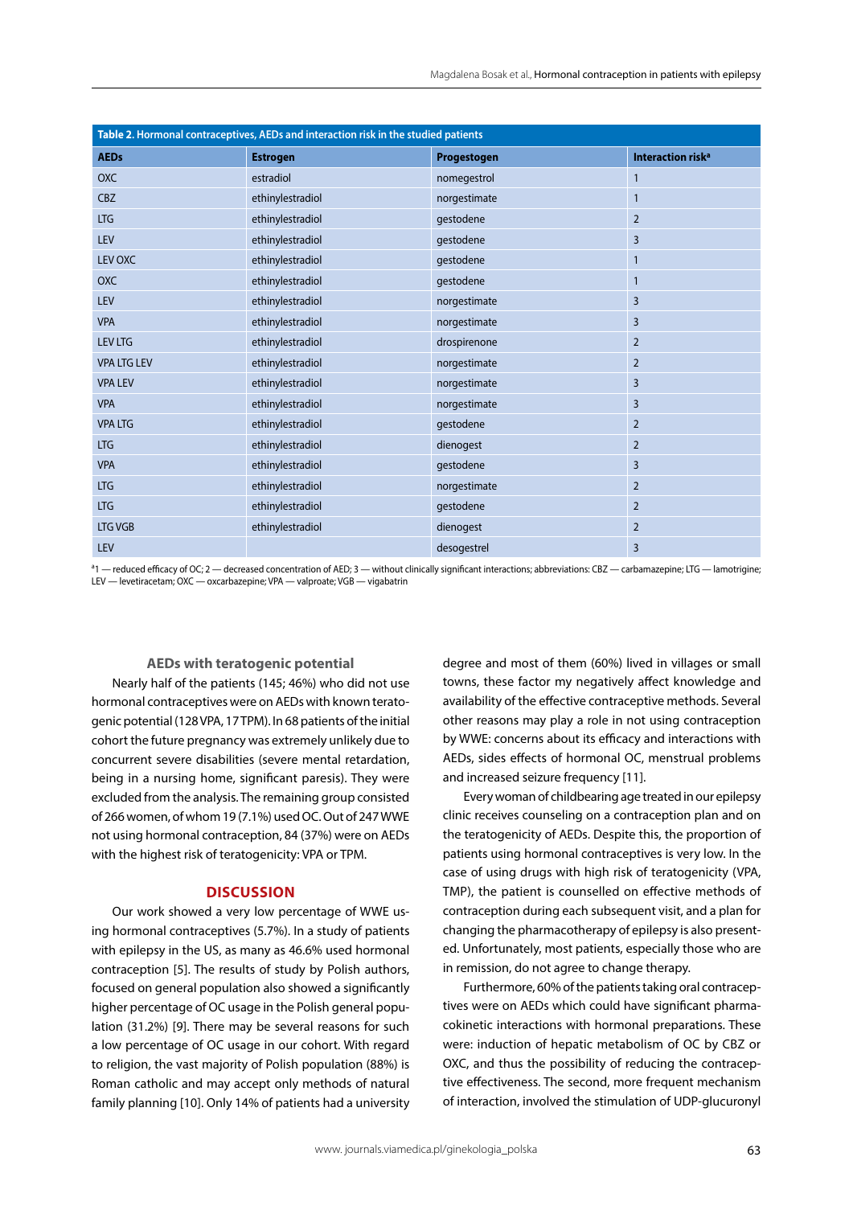**Table 2. Hormonal contraceptives, AEDs and interaction risk in the studied patients**

| AEDs | Estrogen | Progestogen | Interaction risk[a] |
|---|---|---|---|
| OXC | estradiol | nomegestrol | 1 |
| CBZ | ethinylestradiol | norgestimate | 1 |
| LTG | ethinylestradiol | gestodene | 2 |
| LEV | ethinylestradiol | gestodene | 3 |
| LEV OXC | ethinylestradiol | gestodene | 1 |
| OXC | ethinylestradiol | gestodene | 1 |
| LEV | ethinylestradiol | norgestimate | 3 |
| VPA | ethinylestradiol | norgestimate | 3 |
| LEV LTG | ethinylestradiol | drospirenone | 2 |
| VPA LTG LEV | ethinylestradiol | norgestimate | 2 |
| VPA LEV | ethinylestradiol | norgestimate | 3 |
| VPA | ethinylestradiol | norgestimate | 3 |
| VPA LTG | ethinylestradiol | gestodene | 2 |
| LTG | ethinylestradiol | dienogest | 2 |
| VPA | ethinylestradiol | gestodene | 3 |
| LTG | ethinylestradiol | norgestimate | 2 |
| LTG | ethinylestradiol | gestodene | 2 |
| LTG VGB | ethinylestradiol | dienogest | 2 |
| LEV | | desogestrel | 3 |

[a]1 — reduced efficacy of OC; 2 — decreased concentration of AED; 3 — without clinically significant interactions; abbreviations: CBZ — carbamazepine; LTG — lamotrigine; LEV — levetiracetam; OXC — oxcarbazepine; VPA — valproate; VGB — vigabatrin

### AEDs with teratogenic potential

Nearly half of the patients (145; 46%) who did not use hormonal contraceptives were on AEDs with known teratogenic potential (128 VPA, 17 TPM). In 68 patients of the initial cohort the future pregnancy was extremely unlikely due to concurrent severe disabilities (severe mental retardation, being in a nursing home, significant paresis). They were excluded from the analysis. The remaining group consisted of 266 women, of whom 19 (7.1%) used OC. Out of 247 WWE not using hormonal contraception, 84 (37%) were on AEDs with the highest risk of teratogenicity: VPA or TPM.

## DISCUSSION

Our work showed a very low percentage of WWE using hormonal contraceptives (5.7%). In a study of patients with epilepsy in the US, as many as 46.6% used hormonal contraception [5]. The results of study by Polish authors, focused on general population also showed a significantly higher percentage of OC usage in the Polish general population (31.2%) [9]. There may be several reasons for such a low percentage of OC usage in our cohort. With regard to religion, the vast majority of Polish population (88%) is Roman catholic and may accept only methods of natural family planning [10]. Only 14% of patients had a university degree and most of them (60%) lived in villages or small towns, these factor my negatively affect knowledge and availability of the effective contraceptive methods. Several other reasons may play a role in not using contraception by WWE: concerns about its efficacy and interactions with AEDs, sides effects of hormonal OC, menstrual problems and increased seizure frequency [11].

Every woman of childbearing age treated in our epilepsy clinic receives counseling on a contraception plan and on the teratogenicity of AEDs. Despite this, the proportion of patients using hormonal contraceptives is very low. In the case of using drugs with high risk of teratogenicity (VPA, TMP), the patient is counselled on effective methods of contraception during each subsequent visit, and a plan for changing the pharmacotherapy of epilepsy is also presented. Unfortunately, most patients, especially those who are in remission, do not agree to change therapy.

Furthermore, 60% of the patients taking oral contraceptives were on AEDs which could have significant pharmacokinetic interactions with hormonal preparations. These were: induction of hepatic metabolism of OC by CBZ or OXC, and thus the possibility of reducing the contraceptive effectiveness. The second, more frequent mechanism of interaction, involved the stimulation of UDP-glucuronyl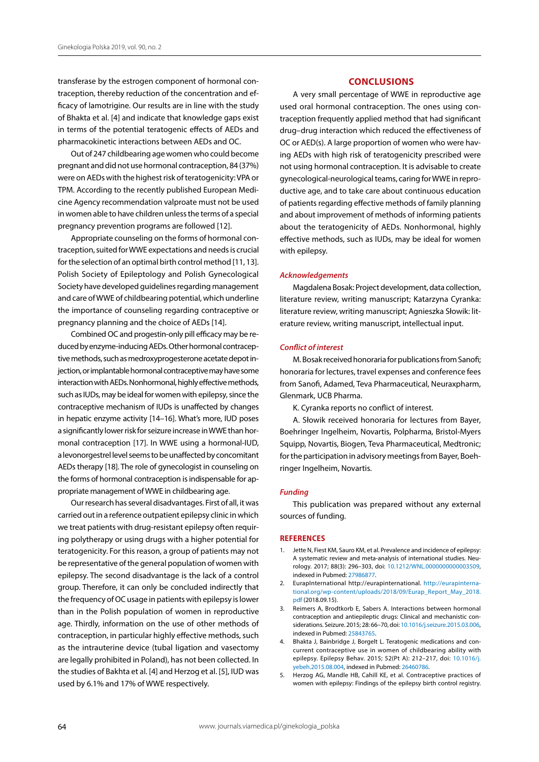transferase by the estrogen component of hormonal contraception, thereby reduction of the concentration and efficacy of lamotrigine. Our results are in line with the study of Bhakta et al. [4] and indicate that knowledge gaps exist in terms of the potential teratogenic effects of AEDs and pharmacokinetic interactions between AEDs and OC.

Out of 247 childbearing age women who could become pregnant and did not use hormonal contraception, 84 (37%) were on AEDs with the highest risk of teratogenicity: VPA or TPM. According to the recently published European Medicine Agency recommendation valproate must not be used in women able to have children unless the terms of a special pregnancy prevention programs are followed [12].

Appropriate counseling on the forms of hormonal contraception, suited for WWE expectations and needs is crucial for the selection of an optimal birth control method [11, 13]. Polish Society of Epileptology and Polish Gynecological Society have developed guidelines regarding management and care of WWE of childbearing potential, which underline the importance of counseling regarding contraceptive or pregnancy planning and the choice of AEDs [14].

Combined OC and progestin-only pill efficacy may be reduced by enzyme-inducing AEDs. Other hormonal contraceptive methods, such as medroxyprogesterone acetate depot injection, or implantable hormonal contraceptive may have some interaction with AEDs. Nonhormonal, highly effective methods, such as IUDs, may be ideal for women with epilepsy, since the contraceptive mechanism of IUDs is unaffected by changes in hepatic enzyme activity [14–16]. What's more, IUD poses a significantly lower risk for seizure increase in WWE than hormonal contraception [17]. In WWE using a hormonal-IUD, a levonorgestrel level seems to be unaffected by concomitant AEDs therapy [18]. The role of gynecologist in counseling on the forms of hormonal contraception is indispensable for appropriate management of WWE in childbearing age.

Our research has several disadvantages. First of all, it was carried out in a reference outpatient epilepsy clinic in which we treat patients with drug-resistant epilepsy often requiring polytherapy or using drugs with a higher potential for teratogenicity. For this reason, a group of patients may not be representative of the general population of women with epilepsy. The second disadvantage is the lack of a control group. Therefore, it can only be concluded indirectly that the frequency of OC usage in patients with epilepsy is lower than in the Polish population of women in reproductive age. Thirdly, information on the use of other methods of contraception, in particular highly effective methods, such as the intrauterine device (tubal ligation and vasectomy are legally prohibited in Poland), has not been collected. In the studies of Bakhta et al. [4] and Herzog et al. [5], IUD was used by 6.1% and 17% of WWE respectively.

## CONCLUSIONS

A very small percentage of WWE in reproductive age used oral hormonal contraception. The ones using contraception frequently applied method that had significant drug–drug interaction which reduced the effectiveness of OC or AED(s). A large proportion of women who were having AEDs with high risk of teratogenicity prescribed were not using hormonal contraception. It is advisable to create gynecological-neurological teams, caring for WWE in reproductive age, and to take care about continuous education of patients regarding effective methods of family planning and about improvement of methods of informing patients about the teratogenicity of AEDs. Nonhormonal, highly effective methods, such as IUDs, may be ideal for women with epilepsy.

### *Acknowledgements*

Magdalena Bosak: Project development, data collection, literature review, writing manuscript; Katarzyna Cyranka: literature review, writing manuscript; Agnieszka Słowik: literature review, writing manuscript, intellectual input.

### *Conflict of interest*

M. Bosak received honoraria for publications from Sanofi; honoraria for lectures, travel expenses and conference fees from Sanofi, Adamed, Teva Pharmaceutical, Neuraxpharm, Glenmark, UCB Pharma.

K. Cyranka reports no conflict of interest.

A. Słowik received honoraria for lectures from Bayer, Boehringer Ingelheim, Novartis, Polpharma, Bristol-Myers Squipp, Novartis, Biogen, Teva Pharmaceutical, Medtronic; for the participation in advisory meetings from Bayer, Boehringer Ingelheim, Novartis.

### *Funding*

This publication was prepared without any external sources of funding.

## REFERENCES

1. Jette N, Fiest KM, Sauro KM, et al. Prevalence and incidence of epilepsy: A systematic review and meta-analysis of international studies. Neurology. 2017; 88(3): 296–303, doi: 10.1212/WNL.0000000000003509, indexed in Pubmed: 27986877.
2. EurapInternational http://eurapinternational. http://eurapinternational.org/wp-content/uploads/2018/09/Eurap_Report_May_2018.pdf (2018.09.15).
3. Reimers A, Brodtkorb E, Sabers A. Interactions between hormonal contraception and antiepileptic drugs: Clinical and mechanistic considerations. Seizure. 2015; 28: 66–70, doi: 10.1016/j.seizure.2015.03.006, indexed in Pubmed: 25843765.
4. Bhakta J, Bainbridge J, Borgelt L. Teratogenic medications and concurrent contraceptive use in women of childbearing ability with epilepsy. Epilepsy Behav. 2015; 52(Pt A): 212–217, doi: 10.1016/j.yebeh.2015.08.004, indexed in Pubmed: 26460786.
5. Herzog AG, Mandle HB, Cahill KE, et al. Contraceptive practices of women with epilepsy: Findings of the epilepsy birth control registry.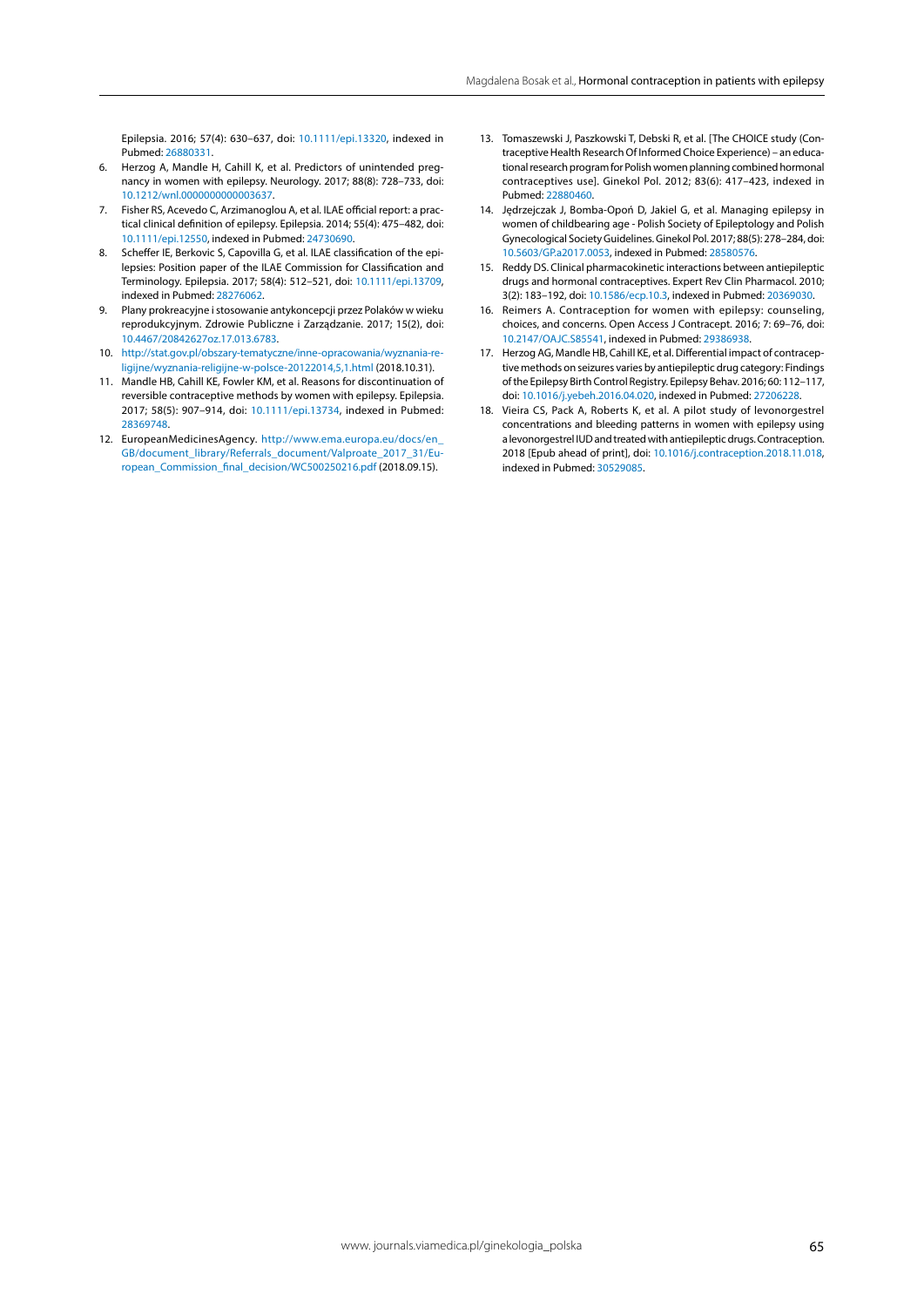Epilepsia. 2016; 57(4): 630–637, doi: 10.1111/epi.13320, indexed in Pubmed: 26880331.

6. Herzog A, Mandle H, Cahill K, et al. Predictors of unintended pregnancy in women with epilepsy. Neurology. 2017; 88(8): 728–733, doi: 10.1212/wnl.0000000000003637.
7. Fisher RS, Acevedo C, Arzimanoglou A, et al. ILAE official report: a practical clinical definition of epilepsy. Epilepsia. 2014; 55(4): 475–482, doi: 10.1111/epi.12550, indexed in Pubmed: 24730690.
8. Scheffer IE, Berkovic S, Capovilla G, et al. ILAE classification of the epilepsies: Position paper of the ILAE Commission for Classification and Terminology. Epilepsia. 2017; 58(4): 512–521, doi: 10.1111/epi.13709, indexed in Pubmed: 28276062.
9. Plany prokreacyjne i stosowanie antykoncepcji przez Polaków w wieku reprodukcyjnym. Zdrowie Publiczne i Zarządzanie. 2017; 15(2), doi: 10.4467/20842627oz.17.013.6783.
10. http://stat.gov.pl/obszary-tematyczne/inne-opracowania/wyznania-religijne/wyznania-religijne-w-polsce-20122014,5,1.html (2018.10.31).
11. Mandle HB, Cahill KE, Fowler KM, et al. Reasons for discontinuation of reversible contraceptive methods by women with epilepsy. Epilepsia. 2017; 58(5): 907–914, doi: 10.1111/epi.13734, indexed in Pubmed: 28369748.
12. EuropeanMedicinesAgency. http://www.ema.europa.eu/docs/en_GB/document_library/Referrals_document/Valproate_2017_31/European_Commission_final_decision/WC500250216.pdf (2018.09.15).
13. Tomaszewski J, Paszkowski T, Debski R, et al. [The CHOICE study (Contraceptive Health Research Of Informed Choice Experience) – an educational research program for Polish women planning combined hormonal contraceptives use]. Ginekol Pol. 2012; 83(6): 417–423, indexed in Pubmed: 22880460.
14. Jędrzejczak J, Bomba-Opoń D, Jakiel G, et al. Managing epilepsy in women of childbearing age - Polish Society of Epileptology and Polish Gynecological Society Guidelines. Ginekol Pol. 2017; 88(5): 278–284, doi: 10.5603/GP.a2017.0053, indexed in Pubmed: 28580576.
15. Reddy DS. Clinical pharmacokinetic interactions between antiepileptic drugs and hormonal contraceptives. Expert Rev Clin Pharmacol. 2010; 3(2): 183–192, doi: 10.1586/ecp.10.3, indexed in Pubmed: 20369030.
16. Reimers A. Contraception for women with epilepsy: counseling, choices, and concerns. Open Access J Contracept. 2016; 7: 69–76, doi: 10.2147/OAJC.S85541, indexed in Pubmed: 29386938.
17. Herzog AG, Mandle HB, Cahill KE, et al. Differential impact of contraceptive methods on seizures varies by antiepileptic drug category: Findings of the Epilepsy Birth Control Registry. Epilepsy Behav. 2016; 60: 112–117, doi: 10.1016/j.yebeh.2016.04.020, indexed in Pubmed: 27206228.
18. Vieira CS, Pack A, Roberts K, et al. A pilot study of levonorgestrel concentrations and bleeding patterns in women with epilepsy using a levonorgestrel IUD and treated with antiepileptic drugs. Contraception. 2018 [Epub ahead of print], doi: 10.1016/j.contraception.2018.11.018, indexed in Pubmed: 30529085.